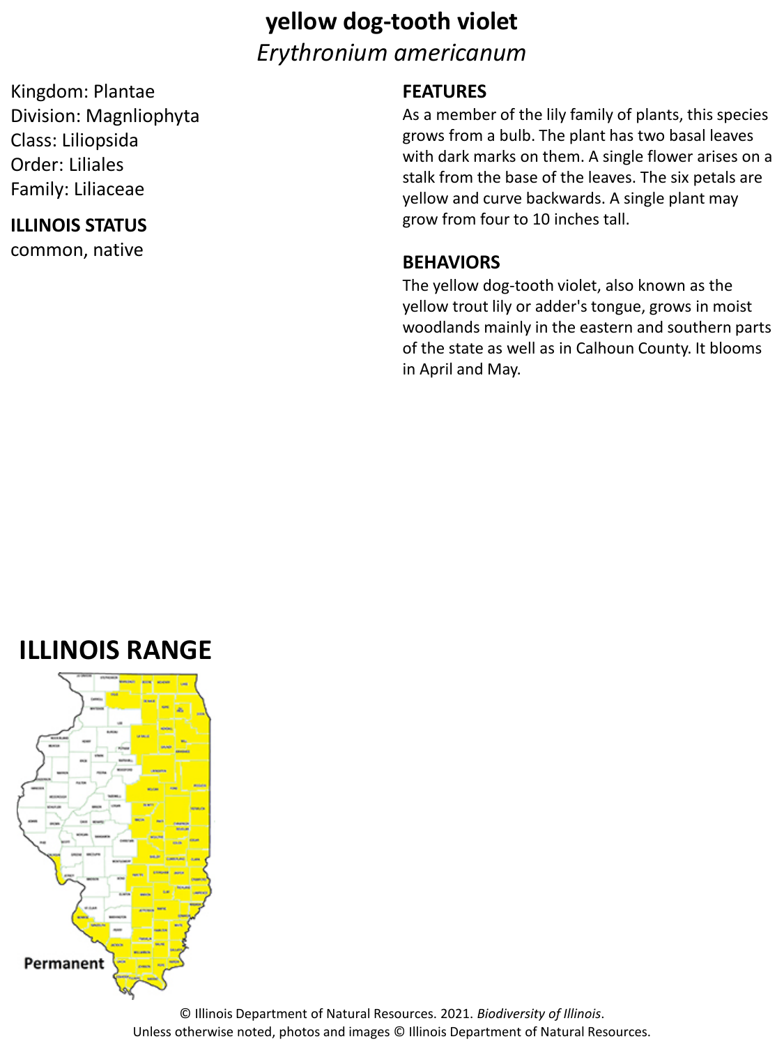# yellow dog-tooth violet

*Erythronium americanum*

Kingdom: Plantae
Division: Magnliophyta
Class: Liliopsida
Order: Liliales
Family: Liliaceae

**ILLINOIS STATUS**

common, native

**FEATURES**

As a member of the lily family of plants, this species grows from a bulb. The plant has two basal leaves with dark marks on them. A single flower arises on a stalk from the base of the leaves. The six petals are yellow and curve backwards. A single plant may grow from four to 10 inches tall.

**BEHAVIORS**

The yellow dog-tooth violet, also known as the yellow trout lily or adder's tongue, grows in moist woodlands mainly in the eastern and southern parts of the state as well as in Calhoun County. It blooms in April and May.

## ILLINOIS RANGE

Permanent

© Illinois Department of Natural Resources. 2021. *Biodiversity of Illinois*.
Unless otherwise noted, photos and images © Illinois Department of Natural Resources.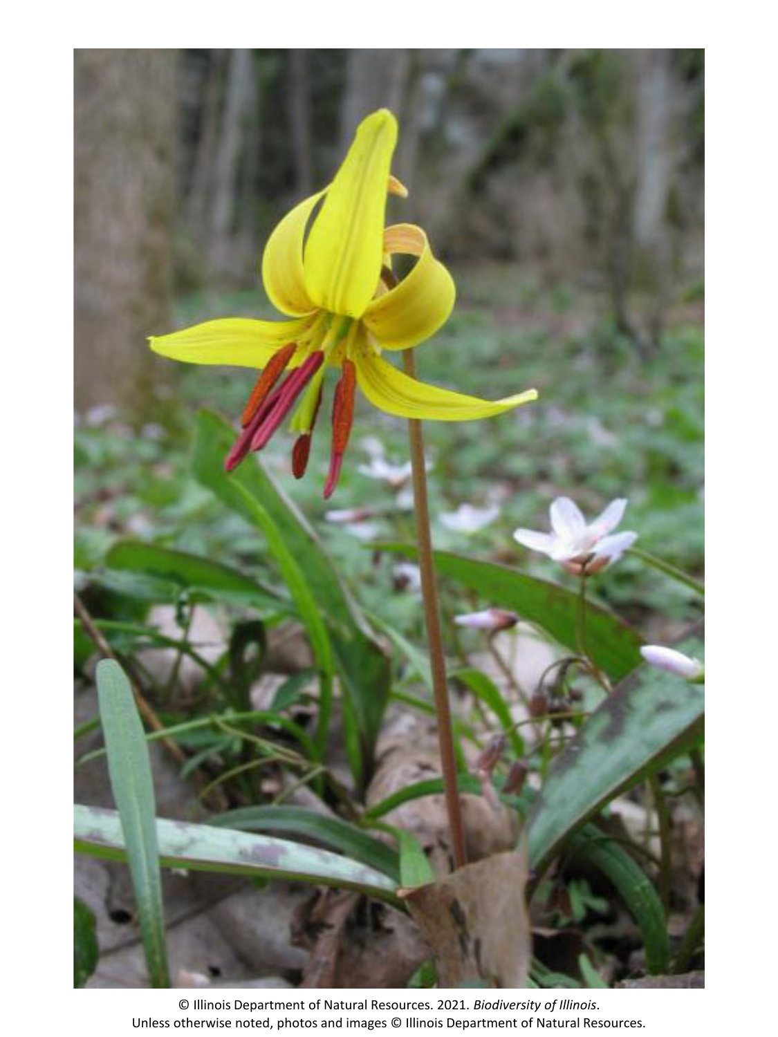© Illinois Department of Natural Resources. 2021. *Biodiversity of Illinois*.
Unless otherwise noted, photos and images © Illinois Department of Natural Resources.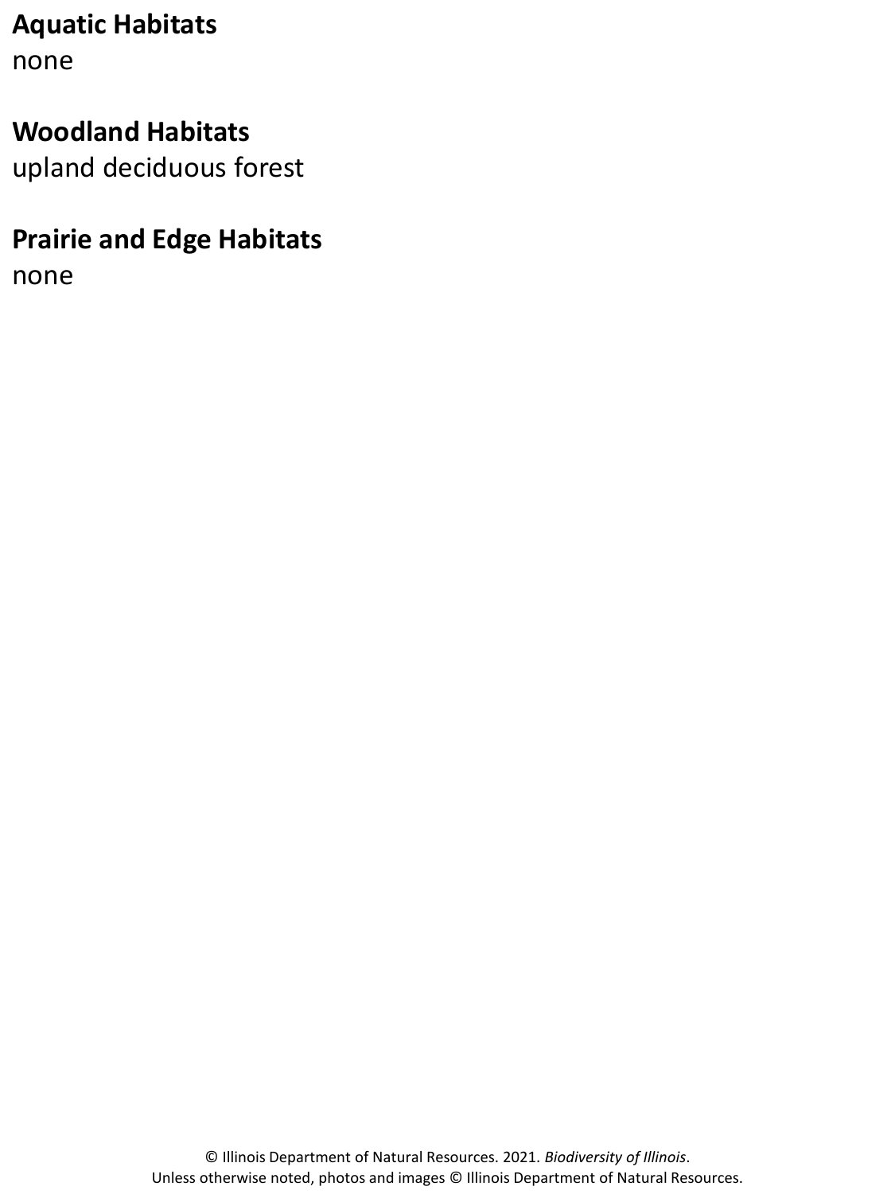**Aquatic Habitats**
none

**Woodland Habitats**
upland deciduous forest

**Prairie and Edge Habitats**
none

© Illinois Department of Natural Resources. 2021. *Biodiversity of Illinois*.
Unless otherwise noted, photos and images © Illinois Department of Natural Resources.